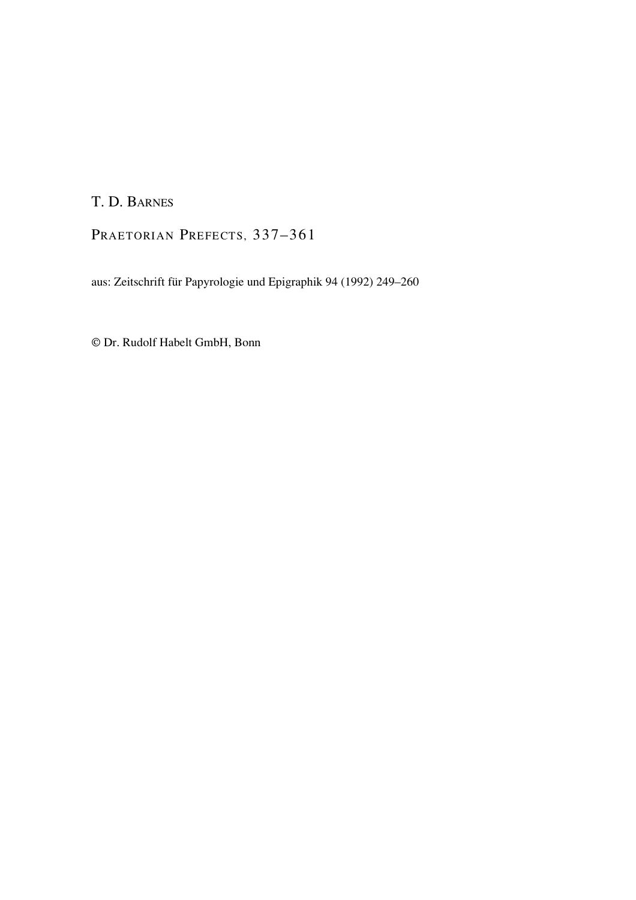T. D. Barnes

# Praetorian Prefects, 337–361

aus: Zeitschrift für Papyrologie und Epigraphik 94 (1992) 249–260

© Dr. Rudolf Habelt GmbH, Bonn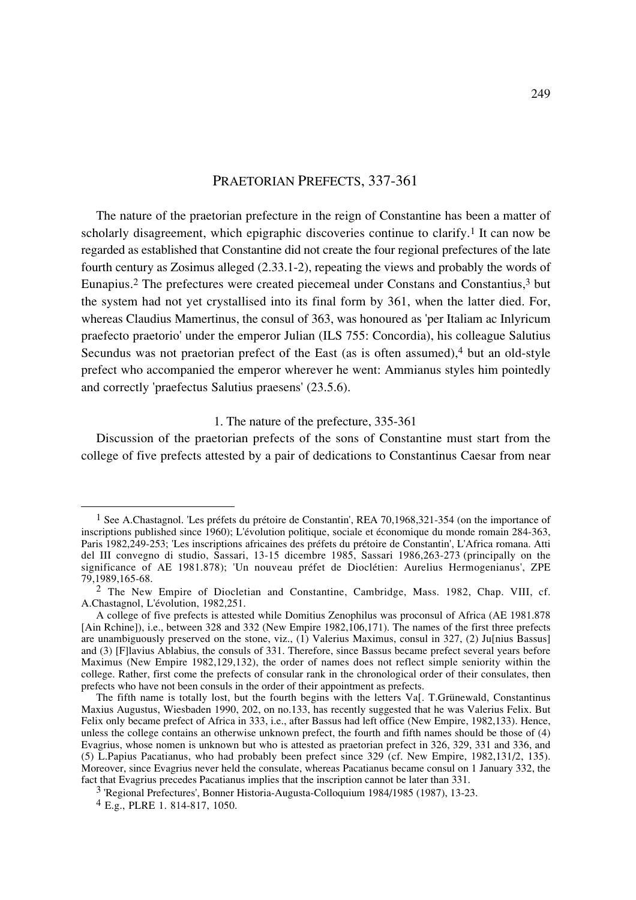# PRAETORIAN PREFECTS, 337-361

The nature of the praetorian prefecture in the reign of Constantine has been a matter of scholarly disagreement, which epigraphic discoveries continue to clarify.[1] It can now be regarded as established that Constantine did not create the four regional prefectures of the late fourth century as Zosimus alleged (2.33.1-2), repeating the views and probably the words of Eunapius.[2] The prefectures were created piecemeal under Constans and Constantius,[3] but the system had not yet crystallised into its final form by 361, when the latter died. For, whereas Claudius Mamertinus, the consul of 363, was honoured as 'per Italiam ac Inlyricum praefecto praetorio' under the emperor Julian (ILS 755: Concordia), his colleague Salutius Secundus was not praetorian prefect of the East (as is often assumed),[4] but an old-style prefect who accompanied the emperor wherever he went: Ammianus styles him pointedly and correctly 'praefectus Salutius praesens' (23.5.6).

## 1. The nature of the prefecture, 335-361

Discussion of the praetorian prefects of the sons of Constantine must start from the college of five prefects attested by a pair of dedications to Constantinus Caesar from near

---

[1] See A.Chastagnol. 'Les préfets du prétoire de Constantin', REA 70,1968,321-354 (on the importance of inscriptions published since 1960); L'évolution politique, sociale et économique du monde romain 284-363, Paris 1982,249-253; 'Les inscriptions africaines des préfets du prétoire de Constantin', L'Africa romana. Atti del III convegno di studio, Sassari, 13-15 dicembre 1985, Sassari 1986,263-273 (principally on the significance of AE 1981.878); 'Un nouveau préfet de Dioclétien: Aurelius Hermogenianus', ZPE 79,1989,165-68.

[2] The New Empire of Diocletian and Constantine, Cambridge, Mass. 1982, Chap. VIII, cf. A.Chastagnol, L'évolution, 1982,251.

A college of five prefects is attested while Domitius Zenophilus was proconsul of Africa (AE 1981.878 [Ain Rchine]), i.e., between 328 and 332 (New Empire 1982,106,171). The names of the first three prefects are unambiguously preserved on the stone, viz., (1) Valerius Maximus, consul in 327, (2) Ju[nius Bassus] and (3) [F]lavius Ablabius, the consuls of 331. Therefore, since Bassus became prefect several years before Maximus (New Empire 1982,129,132), the order of names does not reflect simple seniority within the college. Rather, first come the prefects of consular rank in the chronological order of their consulates, then prefects who have not been consuls in the order of their appointment as prefects.

The fifth name is totally lost, but the fourth begins with the letters Va[. T.Grünewald, Constantinus Maxius Augustus, Wiesbaden 1990, 202, on no.133, has recently suggested that he was Valerius Felix. But Felix only became prefect of Africa in 333, i.e., after Bassus had left office (New Empire, 1982,133). Hence, unless the college contains an otherwise unknown prefect, the fourth and fifth names should be those of (4) Evagrius, whose nomen is unknown but who is attested as praetorian prefect in 326, 329, 331 and 336, and (5) L.Papius Pacatianus, who had probably been prefect since 329 (cf. New Empire, 1982,131/2, 135). Moreover, since Evagrius never held the consulate, whereas Pacatianus became consul on 1 January 332, the fact that Evagrius precedes Pacatianus implies that the inscription cannot be later than 331.

[3] 'Regional Prefectures', Bonner Historia-Augusta-Colloquium 1984/1985 (1987), 13-23.

[4] E.g., PLRE 1. 814-817, 1050.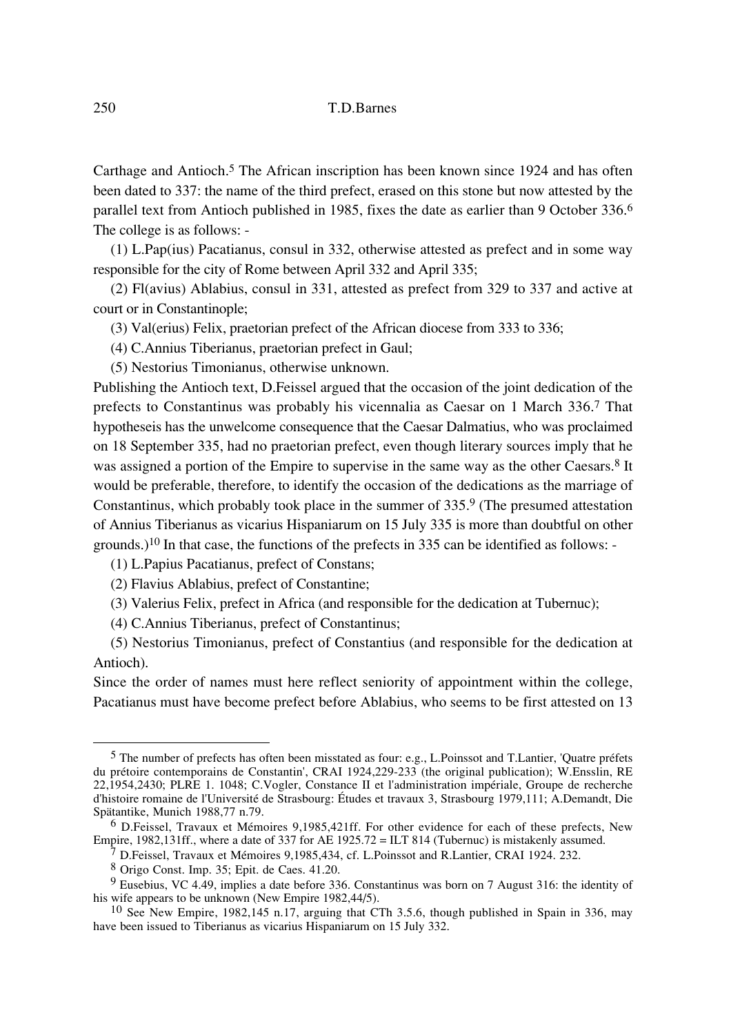Carthage and Antioch.[5] The African inscription has been known since 1924 and has often been dated to 337: the name of the third prefect, erased on this stone but now attested by the parallel text from Antioch published in 1985, fixes the date as earlier than 9 October 336.[6] The college is as follows: -

(1) L.Pap(ius) Pacatianus, consul in 332, otherwise attested as prefect and in some way responsible for the city of Rome between April 332 and April 335;

(2) Fl(avius) Ablabius, consul in 331, attested as prefect from 329 to 337 and active at court or in Constantinople;

(3) Val(erius) Felix, praetorian prefect of the African diocese from 333 to 336;

(4) C.Annius Tiberianus, praetorian prefect in Gaul;

(5) Nestorius Timonianus, otherwise unknown.

Publishing the Antioch text, D.Feissel argued that the occasion of the joint dedication of the prefects to Constantinus was probably his vicennalia as Caesar on 1 March 336.[7] That hypotheseis has the unwelcome consequence that the Caesar Dalmatius, who was proclaimed on 18 September 335, had no praetorian prefect, even though literary sources imply that he was assigned a portion of the Empire to supervise in the same way as the other Caesars.[8] It would be preferable, therefore, to identify the occasion of the dedications as the marriage of Constantinus, which probably took place in the summer of 335.[9] (The presumed attestation of Annius Tiberianus as vicarius Hispaniarum on 15 July 335 is more than doubtful on other grounds.)[10] In that case, the functions of the prefects in 335 can be identified as follows: -

(1) L.Papius Pacatianus, prefect of Constans;

(2) Flavius Ablabius, prefect of Constantine;

(3) Valerius Felix, prefect in Africa (and responsible for the dedication at Tubernuc);

(4) C.Annius Tiberianus, prefect of Constantinus;

(5) Nestorius Timonianus, prefect of Constantius (and responsible for the dedication at Antioch).

Since the order of names must here reflect seniority of appointment within the college, Pacatianus must have become prefect before Ablabius, who seems to be first attested on 13

---

[5] The number of prefects has often been misstated as four: e.g., L.Poinssot and T.Lantier, 'Quatre préfets du prétoire contemporains de Constantin', CRAI 1924,229-233 (the original publication); W.Ensslin, RE 22,1954,2430; PLRE 1. 1048; C.Vogler, Constance II et l'administration impériale, Groupe de recherche d'histoire romaine de l'Université de Strasbourg: Études et travaux 3, Strasbourg 1979,111; A.Demandt, Die Spätantike, Munich 1988,77 n.79.

[6] D.Feissel, Travaux et Mémoires 9,1985,421ff. For other evidence for each of these prefects, New Empire, 1982,131ff., where a date of 337 for AE 1925.72 = ILT 814 (Tubernuc) is mistakenly assumed.

[7] D.Feissel, Travaux et Mémoires 9,1985,434, cf. L.Poinssot and R.Lantier, CRAI 1924. 232.

[8] Origo Const. Imp. 35; Epit. de Caes. 41.20.

[9] Eusebius, VC 4.49, implies a date before 336. Constantinus was born on 7 August 316: the identity of his wife appears to be unknown (New Empire 1982,44/5).

[10] See New Empire, 1982,145 n.17, arguing that CTh 3.5.6, though published in Spain in 336, may have been issued to Tiberianus as vicarius Hispaniarum on 15 July 332.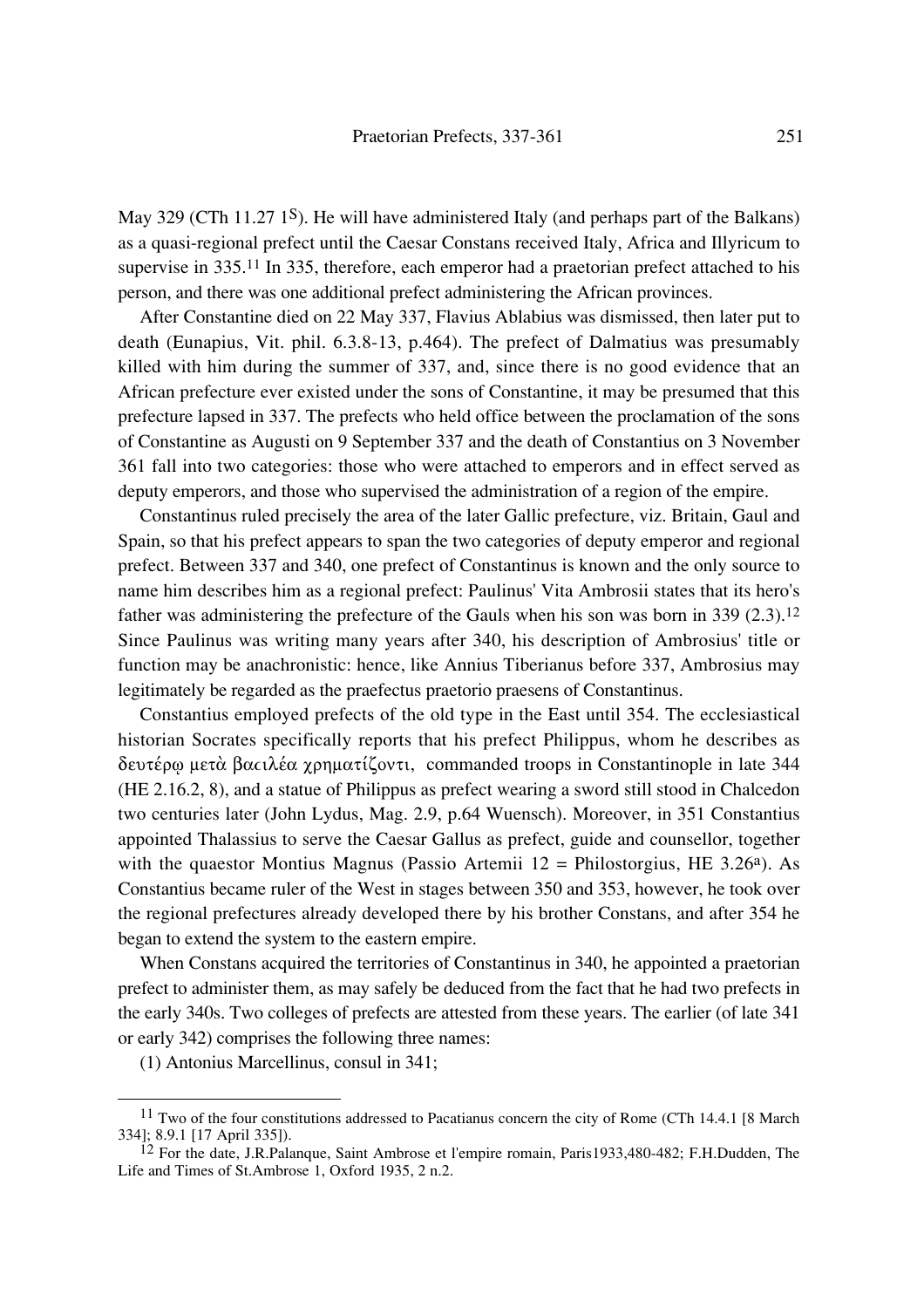May 329 (CTh 11.27 1S). He will have administered Italy (and perhaps part of the Balkans) as a quasi-regional prefect until the Caesar Constans received Italy, Africa and Illyricum to supervise in 335.[11] In 335, therefore, each emperor had a praetorian prefect attached to his person, and there was one additional prefect administering the African provinces.

After Constantine died on 22 May 337, Flavius Ablabius was dismissed, then later put to death (Eunapius, Vit. phil. 6.3.8-13, p.464). The prefect of Dalmatius was presumably killed with him during the summer of 337, and, since there is no good evidence that an African prefecture ever existed under the sons of Constantine, it may be presumed that this prefecture lapsed in 337. The prefects who held office between the proclamation of the sons of Constantine as Augusti on 9 September 337 and the death of Constantius on 3 November 361 fall into two categories: those who were attached to emperors and in effect served as deputy emperors, and those who supervised the administration of a region of the empire.

Constantinus ruled precisely the area of the later Gallic prefecture, viz. Britain, Gaul and Spain, so that his prefect appears to span the two categories of deputy emperor and regional prefect. Between 337 and 340, one prefect of Constantinus is known and the only source to name him describes him as a regional prefect: Paulinus' Vita Ambrosii states that its hero's father was administering the prefecture of the Gauls when his son was born in 339 (2.3).[12] Since Paulinus was writing many years after 340, his description of Ambrosius' title or function may be anachronistic: hence, like Annius Tiberianus before 337, Ambrosius may legitimately be regarded as the praefectus praetorio praesens of Constantinus.

Constantius employed prefects of the old type in the East until 354. The ecclesiastical historian Socrates specifically reports that his prefect Philippus, whom he describes as δευτέρῳ μετὰ βασιλέα χρηματίζοντι, commanded troops in Constantinople in late 344 (HE 2.16.2, 8), and a statue of Philippus as prefect wearing a sword still stood in Chalcedon two centuries later (John Lydus, Mag. 2.9, p.64 Wuensch). Moreover, in 351 Constantius appointed Thalassius to serve the Caesar Gallus as prefect, guide and counsellor, together with the quaestor Montius Magnus (Passio Artemii 12 = Philostorgius, HE 3.26a). As Constantius became ruler of the West in stages between 350 and 353, however, he took over the regional prefectures already developed there by his brother Constans, and after 354 he began to extend the system to the eastern empire.

When Constans acquired the territories of Constantinus in 340, he appointed a praetorian prefect to administer them, as may safely be deduced from the fact that he had two prefects in the early 340s. Two colleges of prefects are attested from these years. The earlier (of late 341 or early 342) comprises the following three names:

(1) Antonius Marcellinus, consul in 341;

---

[11] Two of the four constitutions addressed to Pacatianus concern the city of Rome (CTh 14.4.1 [8 March 334]; 8.9.1 [17 April 335]).

[12] For the date, J.R.Palanque, Saint Ambrose et l'empire romain, Paris1933,480-482; F.H.Dudden, The Life and Times of St.Ambrose 1, Oxford 1935, 2 n.2.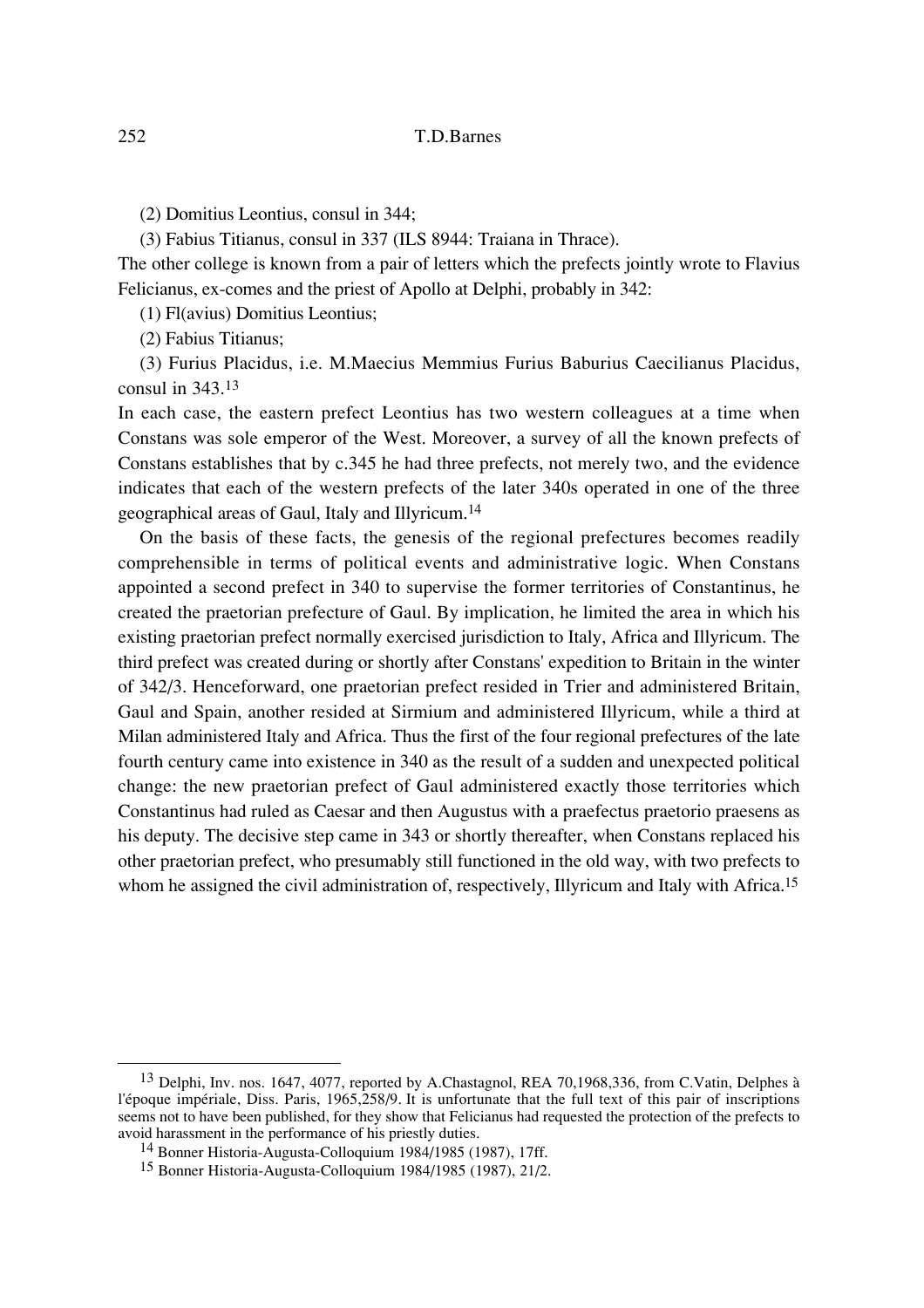(2) Domitius Leontius, consul in 344;

(3) Fabius Titianus, consul in 337 (ILS 8944: Traiana in Thrace).

The other college is known from a pair of letters which the prefects jointly wrote to Flavius Felicianus, ex-comes and the priest of Apollo at Delphi, probably in 342:

(1) Fl(avius) Domitius Leontius;

(2) Fabius Titianus;

(3) Furius Placidus, i.e. M.Maecius Memmius Furius Baburius Caecilianus Placidus, consul in 343.[13]

In each case, the eastern prefect Leontius has two western colleagues at a time when Constans was sole emperor of the West. Moreover, a survey of all the known prefects of Constans establishes that by c.345 he had three prefects, not merely two, and the evidence indicates that each of the western prefects of the later 340s operated in one of the three geographical areas of Gaul, Italy and Illyricum.[14]

On the basis of these facts, the genesis of the regional prefectures becomes readily comprehensible in terms of political events and administrative logic. When Constans appointed a second prefect in 340 to supervise the former territories of Constantinus, he created the praetorian prefecture of Gaul. By implication, he limited the area in which his existing praetorian prefect normally exercised jurisdiction to Italy, Africa and Illyricum. The third prefect was created during or shortly after Constans' expedition to Britain in the winter of 342/3. Henceforward, one praetorian prefect resided in Trier and administered Britain, Gaul and Spain, another resided at Sirmium and administered Illyricum, while a third at Milan administered Italy and Africa. Thus the first of the four regional prefectures of the late fourth century came into existence in 340 as the result of a sudden and unexpected political change: the new praetorian prefect of Gaul administered exactly those territories which Constantinus had ruled as Caesar and then Augustus with a praefectus praetorio praesens as his deputy. The decisive step came in 343 or shortly thereafter, when Constans replaced his other praetorian prefect, who presumably still functioned in the old way, with two prefects to whom he assigned the civil administration of, respectively, Illyricum and Italy with Africa.[15]

---

[13] Delphi, Inv. nos. 1647, 4077, reported by A.Chastagnol, REA 70,1968,336, from C.Vatin, Delphes à l'époque impériale, Diss. Paris, 1965,258/9. It is unfortunate that the full text of this pair of inscriptions seems not to have been published, for they show that Felicianus had requested the protection of the prefects to avoid harassment in the performance of his priestly duties.

[14] Bonner Historia-Augusta-Colloquium 1984/1985 (1987), 17ff.

[15] Bonner Historia-Augusta-Colloquium 1984/1985 (1987), 21/2.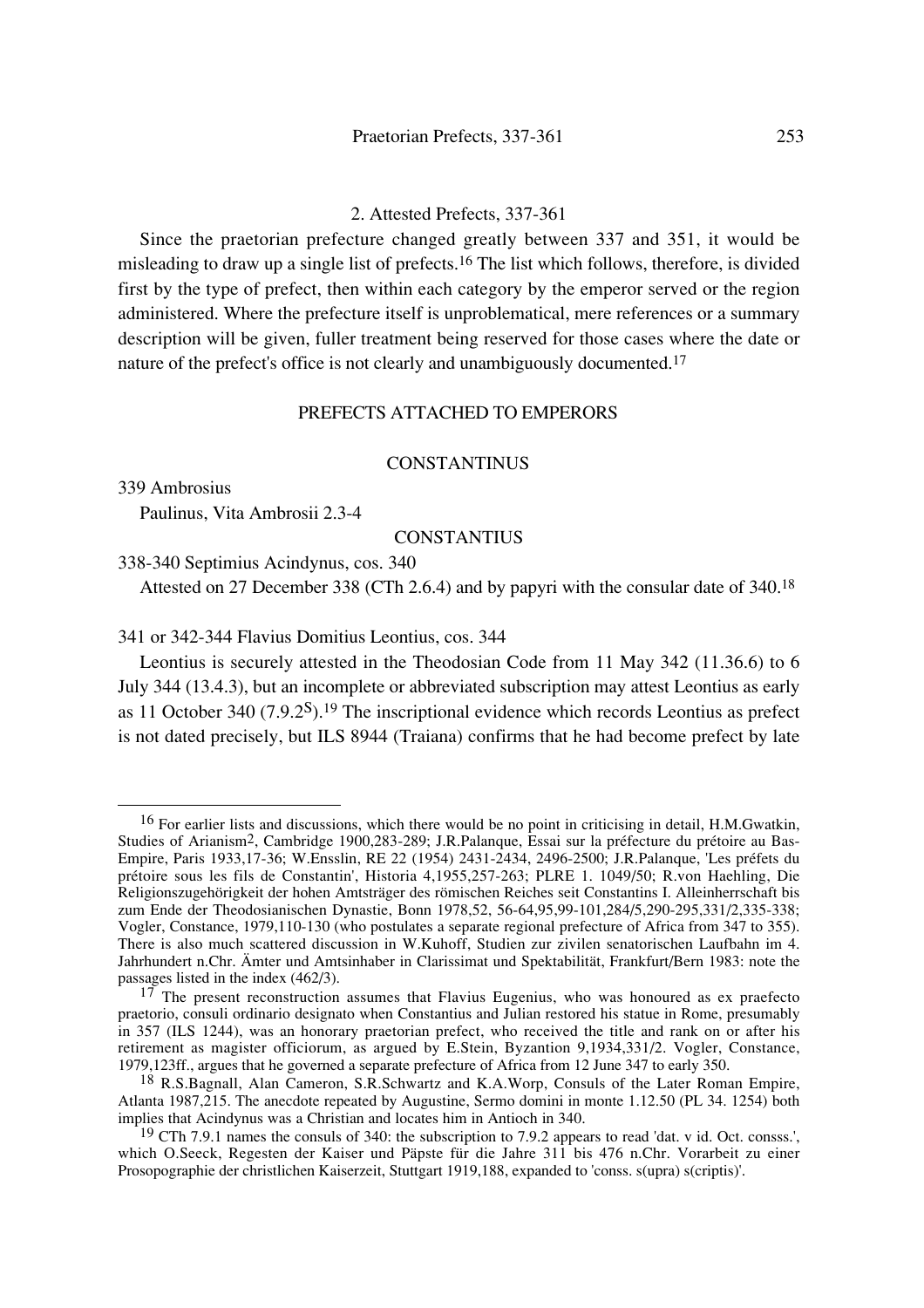## 2. Attested Prefects, 337-361

Since the praetorian prefecture changed greatly between 337 and 351, it would be misleading to draw up a single list of prefects.[16] The list which follows, therefore, is divided first by the type of prefect, then within each category by the emperor served or the region administered. Where the prefecture itself is unproblematical, mere references or a summary description will be given, fuller treatment being reserved for those cases where the date or nature of the prefect's office is not clearly and unambiguously documented.[17]

### PREFECTS ATTACHED TO EMPERORS

#### CONSTANTINUS

339 Ambrosius

Paulinus, Vita Ambrosii 2.3-4

#### CONSTANTIUS

338-340 Septimius Acindynus, cos. 340

Attested on 27 December 338 (CTh 2.6.4) and by papyri with the consular date of 340.[18]

341 or 342-344 Flavius Domitius Leontius, cos. 344

Leontius is securely attested in the Theodosian Code from 11 May 342 (11.36.6) to 6 July 344 (13.4.3), but an incomplete or abbreviated subscription may attest Leontius as early as 11 October 340 (7.9.2[S]).[19] The inscriptional evidence which records Leontius as prefect is not dated precisely, but ILS 8944 (Traiana) confirms that he had become prefect by late

---

[16] For earlier lists and discussions, which there would be no point in criticising in detail, H.M.Gwatkin, Studies of Arianism[2], Cambridge 1900,283-289; J.R.Palanque, Essai sur la préfecture du prétoire au Bas-Empire, Paris 1933,17-36; W.Ensslin, RE 22 (1954) 2431-2434, 2496-2500; J.R.Palanque, 'Les préfets du prétoire sous les fils de Constantin', Historia 4,1955,257-263; PLRE 1. 1049/50; R.von Haehling, Die Religionszugehörigkeit der hohen Amtsträger des römischen Reiches seit Constantins I. Alleinherrschaft bis zum Ende der Theodosianischen Dynastie, Bonn 1978,52, 56-64,95,99-101,284/5,290-295,331/2,335-338; Vogler, Constance, 1979,110-130 (who postulates a separate regional prefecture of Africa from 347 to 355). There is also much scattered discussion in W.Kuhoff, Studien zur zivilen senatorischen Laufbahn im 4. Jahrhundert n.Chr. Ämter und Amtsinhaber in Clarissimat und Spektabilität, Frankfurt/Bern 1983: note the passages listed in the index (462/3).

[17] The present reconstruction assumes that Flavius Eugenius, who was honoured as ex praefecto praetorio, consuli ordinario designato when Constantius and Julian restored his statue in Rome, presumably in 357 (ILS 1244), was an honorary praetorian prefect, who received the title and rank on or after his retirement as magister officiorum, as argued by E.Stein, Byzantion 9,1934,331/2. Vogler, Constance, 1979,123ff., argues that he governed a separate prefecture of Africa from 12 June 347 to early 350.

[18] R.S.Bagnall, Alan Cameron, S.R.Schwartz and K.A.Worp, Consuls of the Later Roman Empire, Atlanta 1987,215. The anecdote repeated by Augustine, Sermo domini in monte 1.12.50 (PL 34. 1254) both implies that Acindynus was a Christian and locates him in Antioch in 340.

[19] CTh 7.9.1 names the consuls of 340: the subscription to 7.9.2 appears to read 'dat. v id. Oct. consss.', which O.Seeck, Regesten der Kaiser und Päpste für die Jahre 311 bis 476 n.Chr. Vorarbeit zu einer Prosopographie der christlichen Kaiserzeit, Stuttgart 1919,188, expanded to 'conss. s(upra) s(criptis)'.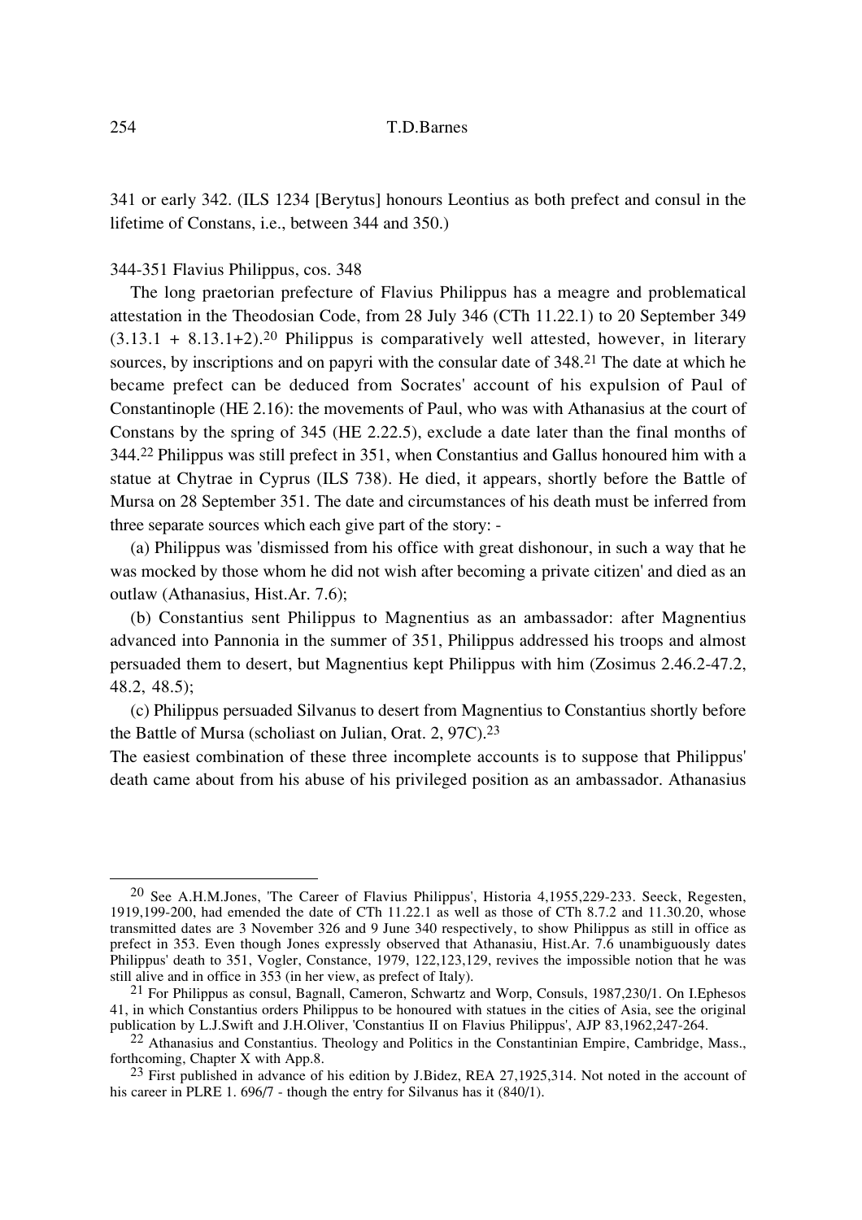341 or early 342. (ILS 1234 [Berytus] honours Leontius as both prefect and consul in the lifetime of Constans, i.e., between 344 and 350.)

344-351 Flavius Philippus, cos. 348

The long praetorian prefecture of Flavius Philippus has a meagre and problematical attestation in the Theodosian Code, from 28 July 346 (CTh 11.22.1) to 20 September 349 (3.13.1 + 8.13.1+2).[20] Philippus is comparatively well attested, however, in literary sources, by inscriptions and on papyri with the consular date of 348.[21] The date at which he became prefect can be deduced from Socrates' account of his expulsion of Paul of Constantinople (HE 2.16): the movements of Paul, who was with Athanasius at the court of Constans by the spring of 345 (HE 2.22.5), exclude a date later than the final months of 344.[22] Philippus was still prefect in 351, when Constantius and Gallus honoured him with a statue at Chytrae in Cyprus (ILS 738). He died, it appears, shortly before the Battle of Mursa on 28 September 351. The date and circumstances of his death must be inferred from three separate sources which each give part of the story: -

(a) Philippus was 'dismissed from his office with great dishonour, in such a way that he was mocked by those whom he did not wish after becoming a private citizen' and died as an outlaw (Athanasius, Hist.Ar. 7.6);

(b) Constantius sent Philippus to Magnentius as an ambassador: after Magnentius advanced into Pannonia in the summer of 351, Philippus addressed his troops and almost persuaded them to desert, but Magnentius kept Philippus with him (Zosimus 2.46.2-47.2, 48.2, 48.5);

(c) Philippus persuaded Silvanus to desert from Magnentius to Constantius shortly before the Battle of Mursa (scholiast on Julian, Orat. 2, 97C).[23]

The easiest combination of these three incomplete accounts is to suppose that Philippus' death came about from his abuse of his privileged position as an ambassador. Athanasius

---

[20] See A.H.M.Jones, 'The Career of Flavius Philippus', Historia 4,1955,229-233. Seeck, Regesten, 1919,199-200, had emended the date of CTh 11.22.1 as well as those of CTh 8.7.2 and 11.30.20, whose transmitted dates are 3 November 326 and 9 June 340 respectively, to show Philippus as still in office as prefect in 353. Even though Jones expressly observed that Athanasiu, Hist.Ar. 7.6 unambiguously dates Philippus' death to 351, Vogler, Constance, 1979, 122,123,129, revives the impossible notion that he was still alive and in office in 353 (in her view, as prefect of Italy).

[21] For Philippus as consul, Bagnall, Cameron, Schwartz and Worp, Consuls, 1987,230/1. On I.Ephesos 41, in which Constantius orders Philippus to be honoured with statues in the cities of Asia, see the original publication by L.J.Swift and J.H.Oliver, 'Constantius II on Flavius Philippus', AJP 83,1962,247-264.

[22] Athanasius and Constantius. Theology and Politics in the Constantinian Empire, Cambridge, Mass., forthcoming, Chapter X with App.8.

[23] First published in advance of his edition by J.Bidez, REA 27,1925,314. Not noted in the account of his career in PLRE 1. 696/7 - though the entry for Silvanus has it (840/1).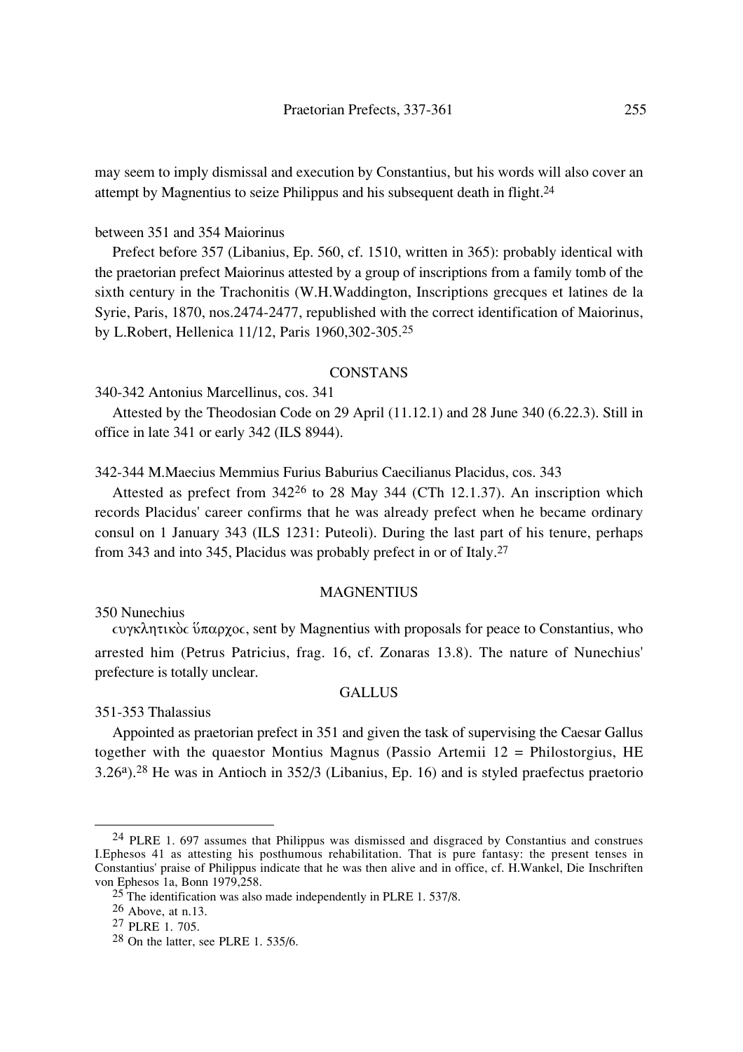may seem to imply dismissal and execution by Constantius, but his words will also cover an attempt by Magnentius to seize Philippus and his subsequent death in flight.[24]

between 351 and 354 Maiorinus

Prefect before 357 (Libanius, Ep. 560, cf. 1510, written in 365): probably identical with the praetorian prefect Maiorinus attested by a group of inscriptions from a family tomb of the sixth century in the Trachonitis (W.H.Waddington, Inscriptions grecques et latines de la Syrie, Paris, 1870, nos.2474-2477, republished with the correct identification of Maiorinus, by L.Robert, Hellenica 11/12, Paris 1960,302-305.[25]

## CONSTANS

340-342 Antonius Marcellinus, cos. 341

Attested by the Theodosian Code on 29 April (11.12.1) and 28 June 340 (6.22.3). Still in office in late 341 or early 342 (ILS 8944).

342-344 M.Maecius Memmius Furius Baburius Caecilianus Placidus, cos. 343

Attested as prefect from 342[26] to 28 May 344 (CTh 12.1.37). An inscription which records Placidus' career confirms that he was already prefect when he became ordinary consul on 1 January 343 (ILS 1231: Puteoli). During the last part of his tenure, perhaps from 343 and into 345, Placidus was probably prefect in or of Italy.[27]

## MAGNENTIUS

350 Nunechius

ϲυγκλητικὸϲ ὕπαρχοϲ, sent by Magnentius with proposals for peace to Constantius, who arrested him (Petrus Patricius, frag. 16, cf. Zonaras 13.8). The nature of Nunechius' prefecture is totally unclear.

## GALLUS

351-353 Thalassius

Appointed as praetorian prefect in 351 and given the task of supervising the Caesar Gallus together with the quaestor Montius Magnus (Passio Artemii 12 = Philostorgius, HE 3.26[a]).[28] He was in Antioch in 352/3 (Libanius, Ep. 16) and is styled praefectus praetorio

---

[24] PLRE 1. 697 assumes that Philippus was dismissed and disgraced by Constantius and construes I.Ephesos 41 as attesting his posthumous rehabilitation. That is pure fantasy: the present tenses in Constantius' praise of Philippus indicate that he was then alive and in office, cf. H.Wankel, Die Inschriften von Ephesos 1a, Bonn 1979,258.

[25] The identification was also made independently in PLRE 1. 537/8.

[26] Above, at n.13.

[27] PLRE 1. 705.

[28] On the latter, see PLRE 1. 535/6.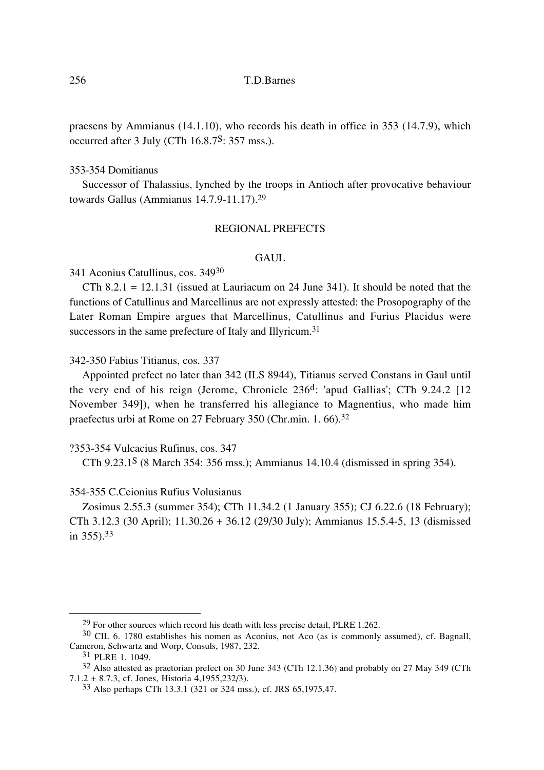praesens by Ammianus (14.1.10), who records his death in office in 353 (14.7.9), which occurred after 3 July (CTh 16.8.7[S]: 357 mss.).

353-354 Domitianus

Successor of Thalassius, lynched by the troops in Antioch after provocative behaviour towards Gallus (Ammianus 14.7.9-11.17).[29]

## REGIONAL PREFECTS

### GAUL

341 Aconius Catullinus, cos. 349[30]

CTh 8.2.1 = 12.1.31 (issued at Lauriacum on 24 June 341). It should be noted that the functions of Catullinus and Marcellinus are not expressly attested: the Prosopography of the Later Roman Empire argues that Marcellinus, Catullinus and Furius Placidus were successors in the same prefecture of Italy and Illyricum.[31]

342-350 Fabius Titianus, cos. 337

Appointed prefect no later than 342 (ILS 8944), Titianus served Constans in Gaul until the very end of his reign (Jerome, Chronicle 236[d]: 'apud Gallias'; CTh 9.24.2 [12 November 349]), when he transferred his allegiance to Magnentius, who made him praefectus urbi at Rome on 27 February 350 (Chr.min. 1. 66).[32]

?353-354 Vulcacius Rufinus, cos. 347

CTh 9.23.1[S] (8 March 354: 356 mss.); Ammianus 14.10.4 (dismissed in spring 354).

354-355 C.Ceionius Rufius Volusianus

Zosimus 2.55.3 (summer 354); CTh 11.34.2 (1 January 355); CJ 6.22.6 (18 February); CTh 3.12.3 (30 April); 11.30.26 + 36.12 (29/30 July); Ammianus 15.5.4-5, 13 (dismissed in 355).[33]

---

[29] For other sources which record his death with less precise detail, PLRE 1.262.

[30] CIL 6. 1780 establishes his nomen as Aconius, not Aco (as is commonly assumed), cf. Bagnall, Cameron, Schwartz and Worp, Consuls, 1987, 232.

[31] PLRE 1. 1049.

[32] Also attested as praetorian prefect on 30 June 343 (CTh 12.1.36) and probably on 27 May 349 (CTh 7.1.2 + 8.7.3, cf. Jones, Historia 4,1955,232/3).

[33] Also perhaps CTh 13.3.1 (321 or 324 mss.), cf. JRS 65,1975,47.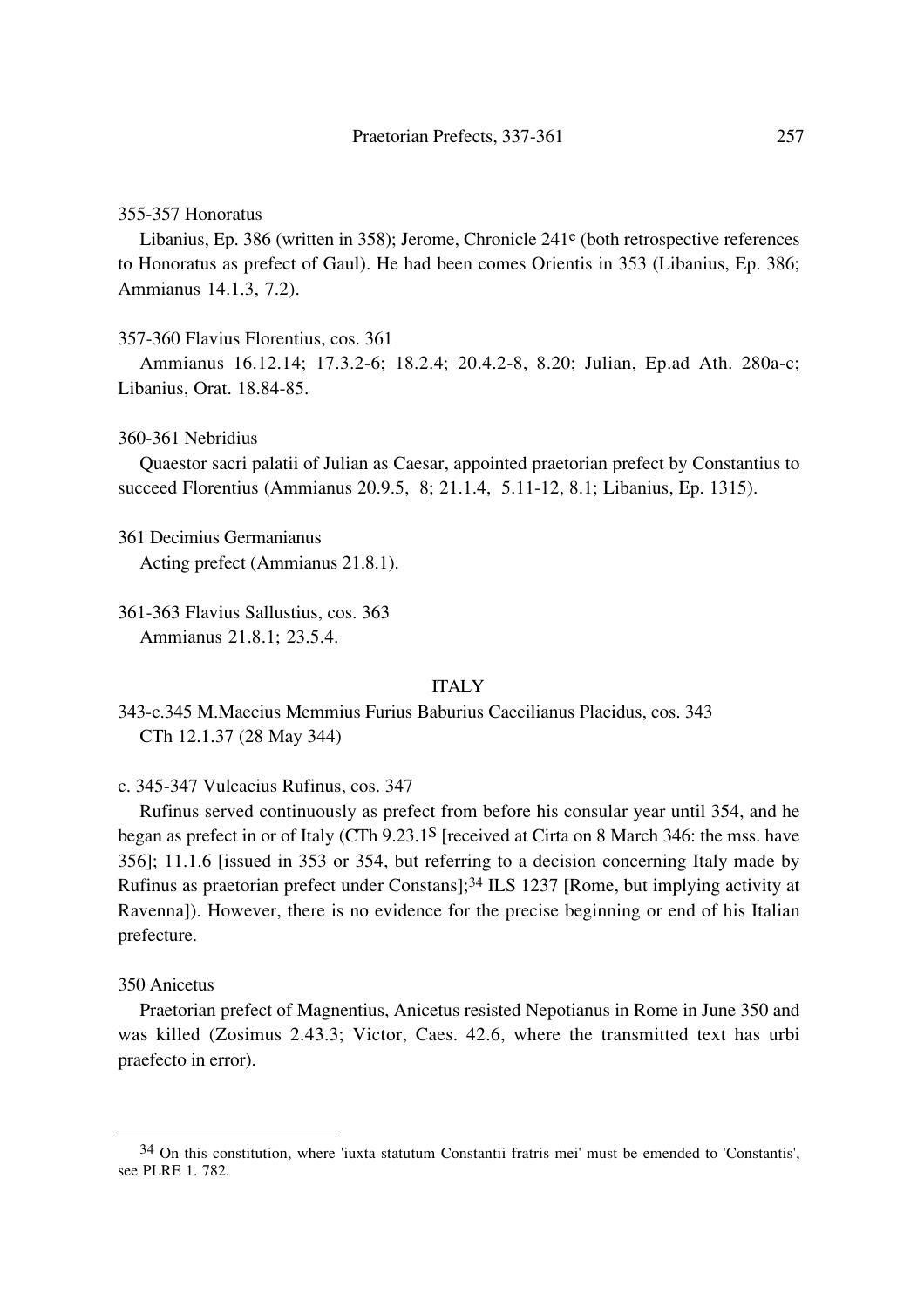355-357 Honoratus

Libanius, Ep. 386 (written in 358); Jerome, Chronicle 241[e] (both retrospective references to Honoratus as prefect of Gaul). He had been comes Orientis in 353 (Libanius, Ep. 386; Ammianus 14.1.3, 7.2).

357-360 Flavius Florentius, cos. 361

Ammianus 16.12.14; 17.3.2-6; 18.2.4; 20.4.2-8, 8.20; Julian, Ep.ad Ath. 280a-c; Libanius, Orat. 18.84-85.

360-361 Nebridius

Quaestor sacri palatii of Julian as Caesar, appointed praetorian prefect by Constantius to succeed Florentius (Ammianus 20.9.5, 8; 21.1.4, 5.11-12, 8.1; Libanius, Ep. 1315).

361 Decimius Germanianus

Acting prefect (Ammianus 21.8.1).

361-363 Flavius Sallustius, cos. 363

Ammianus 21.8.1; 23.5.4.

## ITALY

343-c.345 M.Maecius Memmius Furius Baburius Caecilianus Placidus, cos. 343

CTh 12.1.37 (28 May 344)

c. 345-347 Vulcacius Rufinus, cos. 347

Rufinus served continuously as prefect from before his consular year until 354, and he began as prefect in or of Italy (CTh 9.23.1[S] [received at Cirta on 8 March 346: the mss. have 356]; 11.1.6 [issued in 353 or 354, but referring to a decision concerning Italy made by Rufinus as praetorian prefect under Constans];[34] ILS 1237 [Rome, but implying activity at Ravenna]). However, there is no evidence for the precise beginning or end of his Italian prefecture.

350 Anicetus

Praetorian prefect of Magnentius, Anicetus resisted Nepotianus in Rome in June 350 and was killed (Zosimus 2.43.3; Victor, Caes. 42.6, where the transmitted text has urbi praefecto in error).

[34] On this constitution, where 'iuxta statutum Constantii fratris mei' must be emended to 'Constantis', see PLRE 1. 782.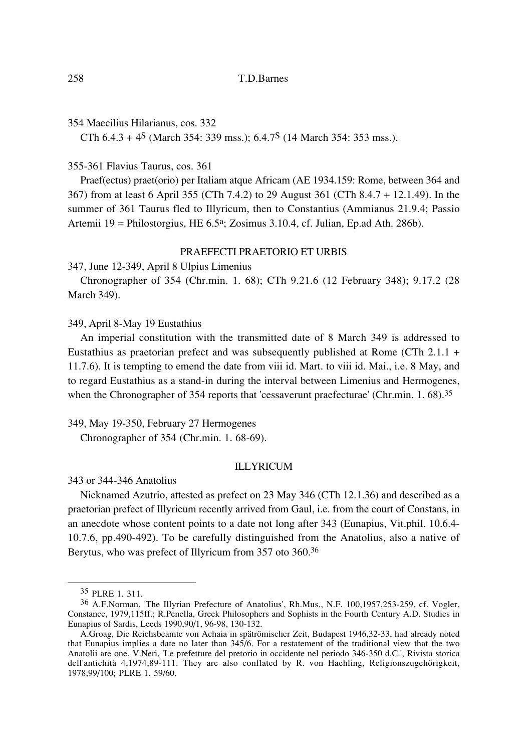354 Maecilius Hilarianus, cos. 332

CTh 6.4.3 + 4[S] (March 354: 339 mss.); 6.4.7[S] (14 March 354: 353 mss.).

355-361 Flavius Taurus, cos. 361

Praef(ectus) praet(orio) per Italiam atque Africam (AE 1934.159: Rome, between 364 and 367) from at least 6 April 355 (CTh 7.4.2) to 29 August 361 (CTh 8.4.7 + 12.1.49). In the summer of 361 Taurus fled to Illyricum, then to Constantius (Ammianus 21.9.4; Passio Artemii 19 = Philostorgius, HE 6.5[a]; Zosimus 3.10.4, cf. Julian, Ep.ad Ath. 286b).

## PRAEFECTI PRAETORIO ET URBIS

347, June 12-349, April 8 Ulpius Limenius

Chronographer of 354 (Chr.min. 1. 68); CTh 9.21.6 (12 February 348); 9.17.2 (28 March 349).

349, April 8-May 19 Eustathius

An imperial constitution with the transmitted date of 8 March 349 is addressed to Eustathius as praetorian prefect and was subsequently published at Rome (CTh 2.1.1 + 11.7.6). It is tempting to emend the date from viii id. Mart. to viii id. Mai., i.e. 8 May, and to regard Eustathius as a stand-in during the interval between Limenius and Hermogenes, when the Chronographer of 354 reports that 'cessaverunt praefecturae' (Chr.min. 1. 68).[35]

349, May 19-350, February 27 Hermogenes

Chronographer of 354 (Chr.min. 1. 68-69).

## ILLYRICUM

343 or 344-346 Anatolius

Nicknamed Azutrio, attested as prefect on 23 May 346 (CTh 12.1.36) and described as a praetorian prefect of Illyricum recently arrived from Gaul, i.e. from the court of Constans, in an anecdote whose content points to a date not long after 343 (Eunapius, Vit.phil. 10.6.4-10.7.6, pp.490-492). To be carefully distinguished from the Anatolius, also a native of Berytus, who was prefect of Illyricum from 357 oto 360.[36]

---

[35] PLRE 1. 311.

[36] A.F.Norman, 'The Illyrian Prefecture of Anatolius', Rh.Mus., N.F. 100,1957,253-259, cf. Vogler, Constance, 1979,115ff.; R.Penella, Greek Philosophers and Sophists in the Fourth Century A.D. Studies in Eunapius of Sardis, Leeds 1990,90/1, 96-98, 130-132.

A.Groag, Die Reichsbeamte von Achaia in spätrömischer Zeit, Budapest 1946,32-33, had already noted that Eunapius implies a date no later than 345/6. For a restatement of the traditional view that the two Anatolii are one, V.Neri, 'Le prefetture del pretorio in occidente nel periodo 346-350 d.C.', Rivista storica dell'antichità 4,1974,89-111. They are also conflated by R. von Haehling, Religionszugehörigkeit, 1978,99/100; PLRE 1. 59/60.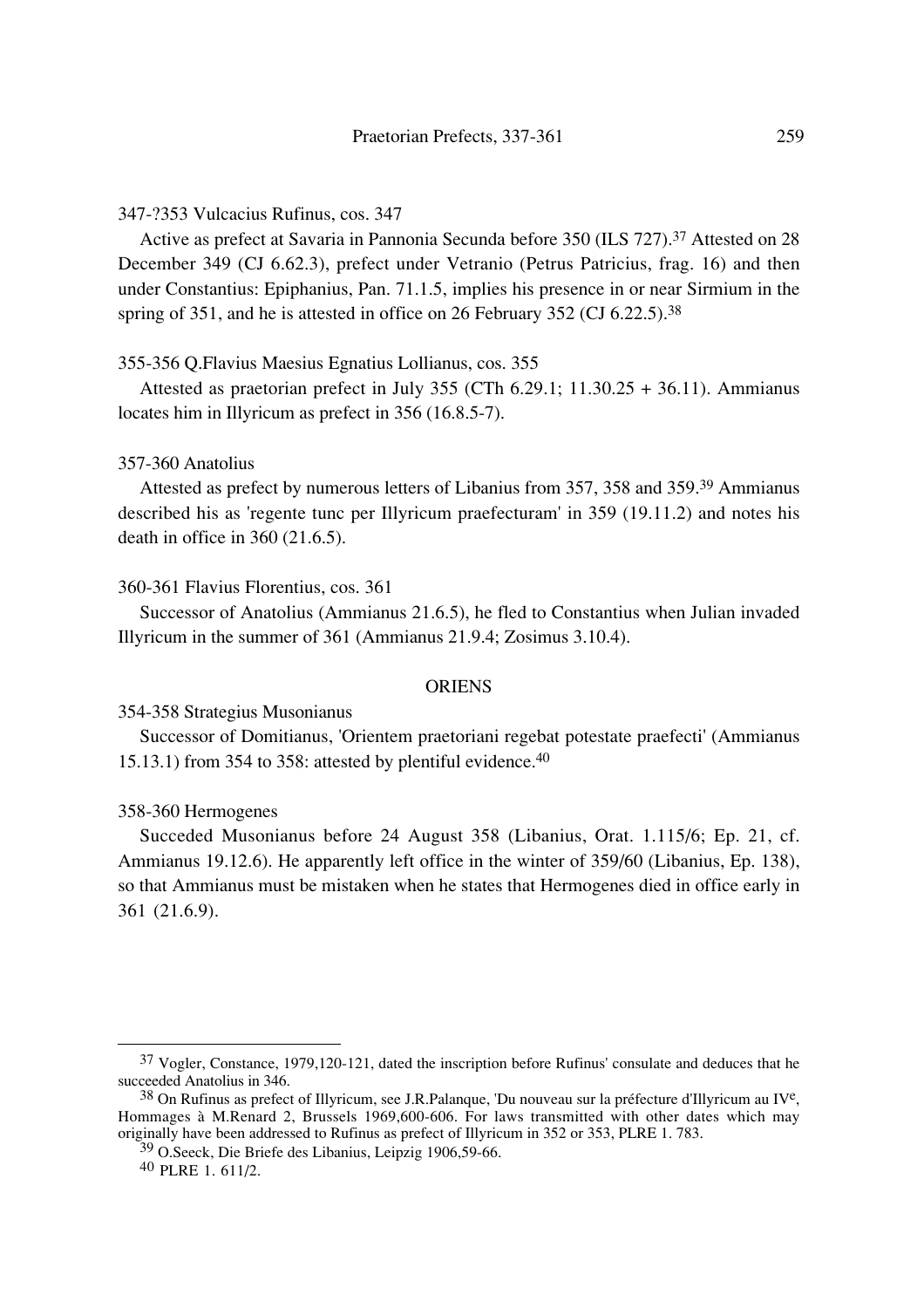347-?353 Vulcacius Rufinus, cos. 347

Active as prefect at Savaria in Pannonia Secunda before 350 (ILS 727).[37] Attested on 28 December 349 (CJ 6.62.3), prefect under Vetranio (Petrus Patricius, frag. 16) and then under Constantius: Epiphanius, Pan. 71.1.5, implies his presence in or near Sirmium in the spring of 351, and he is attested in office on 26 February 352 (CJ 6.22.5).[38]

355-356 Q.Flavius Maesius Egnatius Lollianus, cos. 355

Attested as praetorian prefect in July 355 (CTh 6.29.1; 11.30.25 + 36.11). Ammianus locates him in Illyricum as prefect in 356 (16.8.5-7).

357-360 Anatolius

Attested as prefect by numerous letters of Libanius from 357, 358 and 359.[39] Ammianus described his as 'regente tunc per Illyricum praefecturam' in 359 (19.11.2) and notes his death in office in 360 (21.6.5).

360-361 Flavius Florentius, cos. 361

Successor of Anatolius (Ammianus 21.6.5), he fled to Constantius when Julian invaded Illyricum in the summer of 361 (Ammianus 21.9.4; Zosimus 3.10.4).

## ORIENS

354-358 Strategius Musonianus

Successor of Domitianus, 'Orientem praetoriani regebat potestate praefecti' (Ammianus 15.13.1) from 354 to 358: attested by plentiful evidence.[40]

358-360 Hermogenes

Succeded Musonianus before 24 August 358 (Libanius, Orat. 1.115/6; Ep. 21, cf. Ammianus 19.12.6). He apparently left office in the winter of 359/60 (Libanius, Ep. 138), so that Ammianus must be mistaken when he states that Hermogenes died in office early in 361 (21.6.9).

---

[37] Vogler, Constance, 1979,120-121, dated the inscription before Rufinus' consulate and deduces that he succeeded Anatolius in 346.

[38] On Rufinus as prefect of Illyricum, see J.R.Palanque, 'Du nouveau sur la préfecture d'Illyricum au IV[e], Hommages à M.Renard 2, Brussels 1969,600-606. For laws transmitted with other dates which may originally have been addressed to Rufinus as prefect of Illyricum in 352 or 353, PLRE 1. 783.

[39] O.Seeck, Die Briefe des Libanius, Leipzig 1906,59-66.

[40] PLRE 1. 611/2.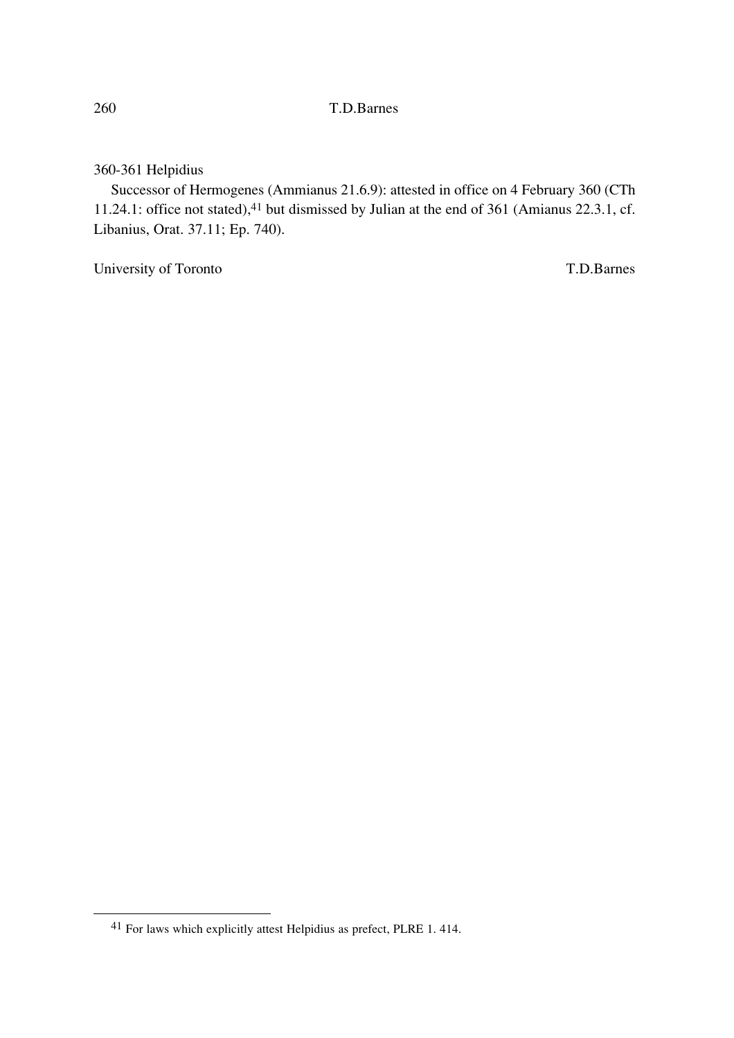360-361 Helpidius

Successor of Hermogenes (Ammianus 21.6.9): attested in office on 4 February 360 (CTh 11.24.1: office not stated),[41] but dismissed by Julian at the end of 361 (Amianus 22.3.1, cf. Libanius, Orat. 37.11; Ep. 740).

University of Toronto — T.D.Barnes

[41] For laws which explicitly attest Helpidius as prefect, PLRE 1. 414.